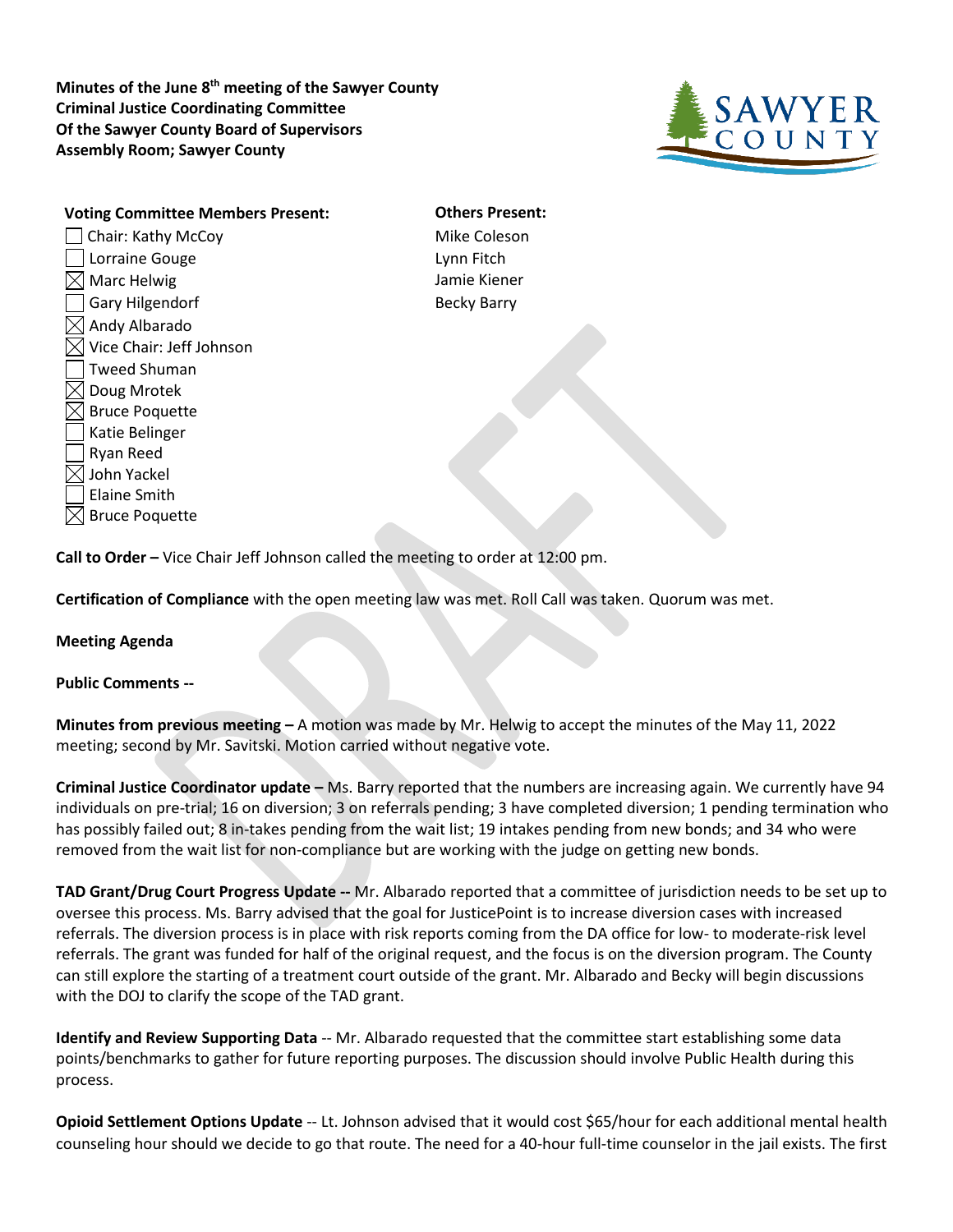**Minutes of the June 8th meeting of the Sawyer County Criminal Justice Coordinating Committee Of the Sawyer County Board of Supervisors Assembly Room; Sawyer County**

**Voting Committee Members Present:**

- ☐ Chair: Kathy McCoy
- ☐ Lorraine Gouge
- ☒ Marc Helwig
- ☐ Gary Hilgendorf
- ☒ Andy Albarado
- ☒ Vice Chair: Jeff Johnson
- ☐ Tweed Shuman
- ☒ Doug Mrotek
- ☒ Bruce Poquette
- ☐ Katie Belinger
- ☐ Ryan Reed
- ☒ John Yackel
- ☐ Elaine Smith
- ☒ Bruce Poquette

**Others Present:**

Mike Coleson
Lynn Fitch
Jamie Kiener
Becky Barry

**Call to Order –** Vice Chair Jeff Johnson called the meeting to order at 12:00 pm.

**Certification of Compliance** with the open meeting law was met. Roll Call was taken. Quorum was met.

**Meeting Agenda**

**Public Comments --**

**Minutes from previous meeting –** A motion was made by Mr. Helwig to accept the minutes of the May 11, 2022 meeting; second by Mr. Savitski. Motion carried without negative vote.

**Criminal Justice Coordinator update –** Ms. Barry reported that the numbers are increasing again. We currently have 94 individuals on pre-trial; 16 on diversion; 3 on referrals pending; 3 have completed diversion; 1 pending termination who has possibly failed out; 8 in-takes pending from the wait list; 19 intakes pending from new bonds; and 34 who were removed from the wait list for non-compliance but are working with the judge on getting new bonds.

**TAD Grant/Drug Court Progress Update --** Mr. Albarado reported that a committee of jurisdiction needs to be set up to oversee this process. Ms. Barry advised that the goal for JusticePoint is to increase diversion cases with increased referrals. The diversion process is in place with risk reports coming from the DA office for low- to moderate-risk level referrals. The grant was funded for half of the original request, and the focus is on the diversion program. The County can still explore the starting of a treatment court outside of the grant. Mr. Albarado and Becky will begin discussions with the DOJ to clarify the scope of the TAD grant.

**Identify and Review Supporting Data** -- Mr. Albarado requested that the committee start establishing some data points/benchmarks to gather for future reporting purposes. The discussion should involve Public Health during this process.

**Opioid Settlement Options Update** -- Lt. Johnson advised that it would cost $65/hour for each additional mental health counseling hour should we decide to go that route. The need for a 40-hour full-time counselor in the jail exists. The first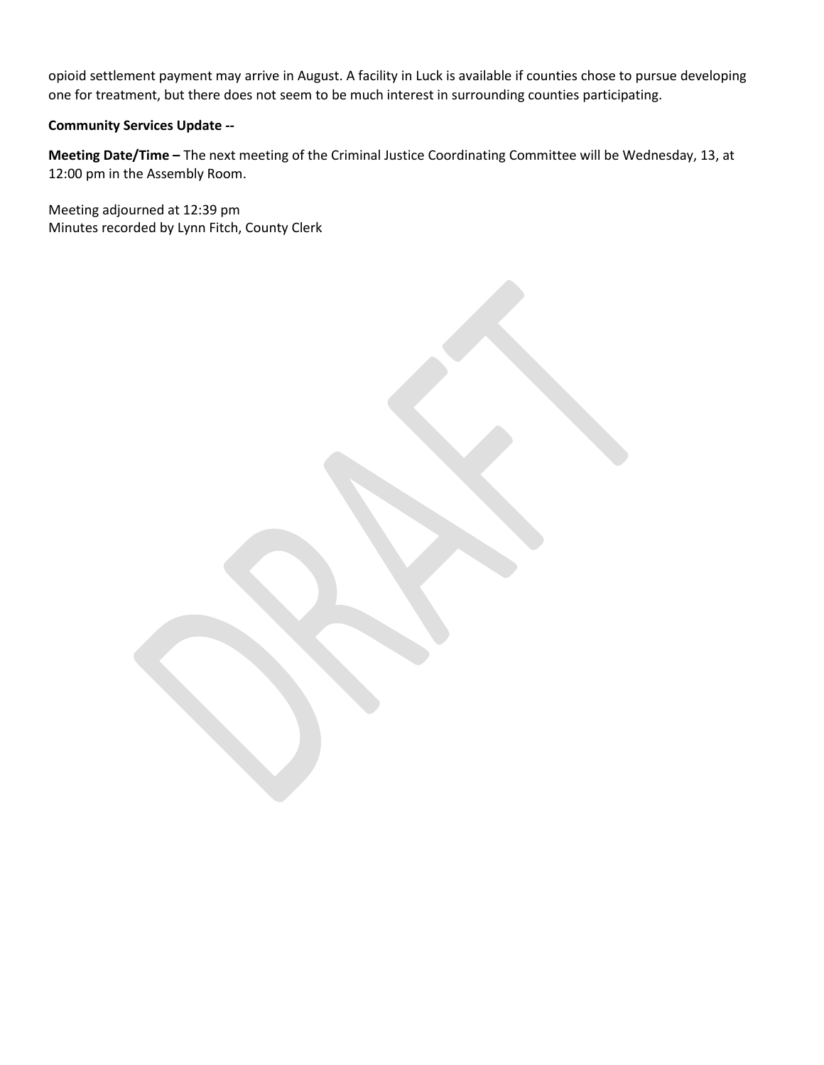opioid settlement payment may arrive in August. A facility in Luck is available if counties chose to pursue developing one for treatment, but there does not seem to be much interest in surrounding counties participating.

**Community Services Update --**

**Meeting Date/Time –** The next meeting of the Criminal Justice Coordinating Committee will be Wednesday, 13, at 12:00 pm in the Assembly Room.

Meeting adjourned at 12:39 pm
Minutes recorded by Lynn Fitch, County Clerk